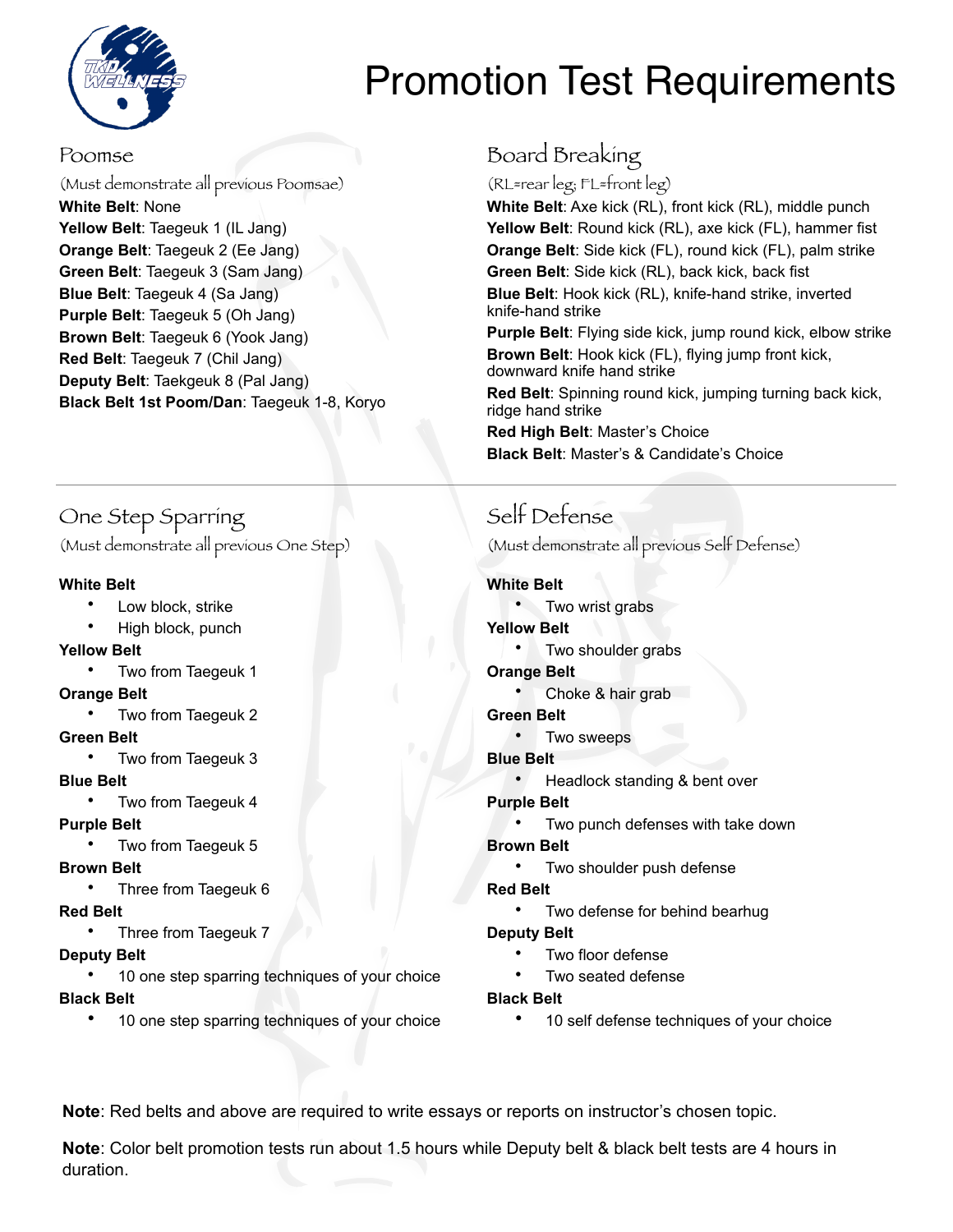# Promotion Test Requirements

## Poomse

(Must demonstrate all previous Poomsae)

**White Belt**: None
**Yellow Belt**: Taegeuk 1 (IL Jang)
**Orange Belt**: Taegeuk 2 (Ee Jang)
**Green Belt**: Taegeuk 3 (Sam Jang)
**Blue Belt**: Taegeuk 4 (Sa Jang)
**Purple Belt**: Taegeuk 5 (Oh Jang)
**Brown Belt**: Taegeuk 6 (Yook Jang)
**Red Belt**: Taegeuk 7 (Chil Jang)
**Deputy Belt**: Taekgeuk 8 (Pal Jang)
**Black Belt 1st Poom/Dan**: Taegeuk 1-8, Koryo

## Board Breaking

(RL=rear leg; FL=front leg)

**White Belt**: Axe kick (RL), front kick (RL), middle punch
**Yellow Belt**: Round kick (RL), axe kick (FL), hammer fist
**Orange Belt**: Side kick (FL), round kick (FL), palm strike
**Green Belt**: Side kick (RL), back kick, back fist
**Blue Belt**: Hook kick (RL), knife-hand strike, inverted knife-hand strike
**Purple Belt**: Flying side kick, jump round kick, elbow strike
**Brown Belt**: Hook kick (FL), flying jump front kick, downward knife hand strike
**Red Belt**: Spinning round kick, jumping turning back kick, ridge hand strike
**Red High Belt**: Master's Choice
**Black Belt**: Master's & Candidate's Choice

## One Step Sparring

(Must demonstrate all previous One Step)

**White Belt**
- Low block, strike
- High block, punch

**Yellow Belt**
- Two from Taegeuk 1

**Orange Belt**
- Two from Taegeuk 2

**Green Belt**
- Two from Taegeuk 3

**Blue Belt**
- Two from Taegeuk 4

**Purple Belt**
- Two from Taegeuk 5

**Brown Belt**
- Three from Taegeuk 6

**Red Belt**
- Three from Taegeuk 7

**Deputy Belt**
- 10 one step sparring techniques of your choice

**Black Belt**
- 10 one step sparring techniques of your choice

## Self Defense

(Must demonstrate all previous Self Defense)

**White Belt**
- Two wrist grabs

**Yellow Belt**
- Two shoulder grabs

**Orange Belt**
- Choke & hair grab

**Green Belt**
- Two sweeps

**Blue Belt**
- Headlock standing & bent over

**Purple Belt**
- Two punch defenses with take down

**Brown Belt**
- Two shoulder push defense

**Red Belt**
- Two defense for behind bearhug

**Deputy Belt**
- Two floor defense
- Two seated defense

**Black Belt**
- 10 self defense techniques of your choice

**Note**: Red belts and above are required to write essays or reports on instructor's chosen topic.

**Note**: Color belt promotion tests run about 1.5 hours while Deputy belt & black belt tests are 4 hours in duration.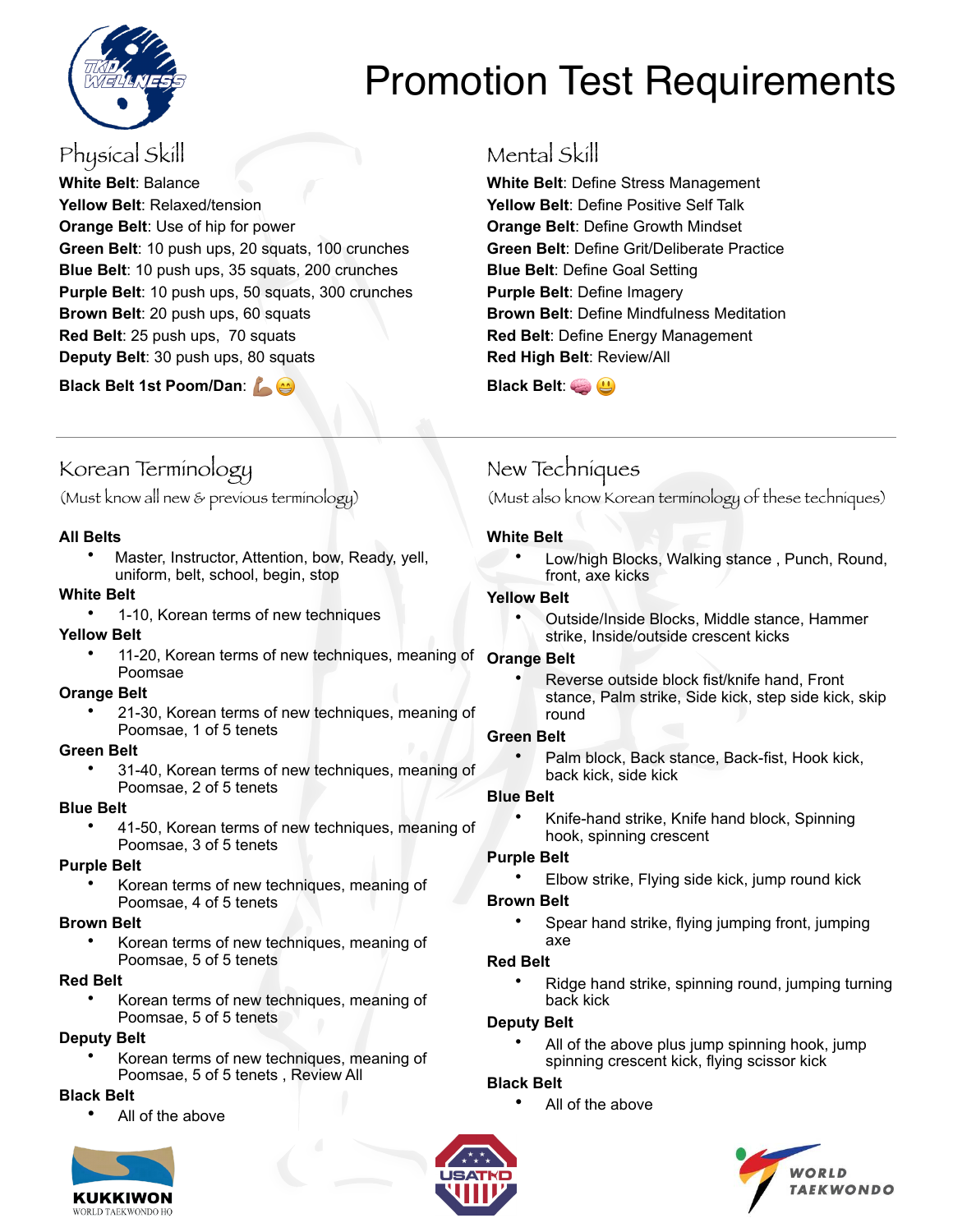# Promotion Test Requirements

## Physical Skill

**White Belt**: Balance
**Yellow Belt**: Relaxed/tension
**Orange Belt**: Use of hip for power
**Green Belt**: 10 push ups, 20 squats, 100 crunches
**Blue Belt**: 10 push ups, 35 squats, 200 crunches
**Purple Belt**: 10 push ups, 50 squats, 300 crunches
**Brown Belt**: 20 push ups, 60 squats
**Red Belt**: 25 push ups, 70 squats
**Deputy Belt**: 30 push ups, 80 squats

**Black Belt 1st Poom/Dan**: 💪🏽😁

## Mental Skill

**White Belt**: Define Stress Management
**Yellow Belt**: Define Positive Self Talk
**Orange Belt**: Define Growth Mindset
**Green Belt**: Define Grit/Deliberate Practice
**Blue Belt**: Define Goal Setting
**Purple Belt**: Define Imagery
**Brown Belt**: Define Mindfulness Meditation
**Red Belt**: Define Energy Management
**Red High Belt**: Review/All

**Black Belt**: 🧠😃

## Korean Terminology

(Must know all new & previous terminology)

**All Belts**

- Master, Instructor, Attention, bow, Ready, yell, uniform, belt, school, begin, stop

**White Belt**

- 1-10, Korean terms of new techniques

**Yellow Belt**

- 11-20, Korean terms of new techniques, meaning of Poomsae

**Orange Belt**

- 21-30, Korean terms of new techniques, meaning of Poomsae, 1 of 5 tenets

**Green Belt**

- 31-40, Korean terms of new techniques, meaning of Poomsae, 2 of 5 tenets

**Blue Belt**

- 41-50, Korean terms of new techniques, meaning of Poomsae, 3 of 5 tenets

**Purple Belt**

- Korean terms of new techniques, meaning of Poomsae, 4 of 5 tenets

**Brown Belt**

- Korean terms of new techniques, meaning of Poomsae, 5 of 5 tenets

**Red Belt**

- Korean terms of new techniques, meaning of Poomsae, 5 of 5 tenets

**Deputy Belt**

- Korean terms of new techniques, meaning of Poomsae, 5 of 5 tenets , Review All

**Black Belt**

- All of the above

## New Techniques

(Must also know Korean terminology of these techniques)

**White Belt**

- Low/high Blocks, Walking stance , Punch, Round, front, axe kicks

**Yellow Belt**

- Outside/Inside Blocks, Middle stance, Hammer strike, Inside/outside crescent kicks

**Orange Belt**

- Reverse outside block fist/knife hand, Front stance, Palm strike, Side kick, step side kick, skip round

**Green Belt**

- Palm block, Back stance, Back-fist, Hook kick, back kick, side kick

**Blue Belt**

- Knife-hand strike, Knife hand block, Spinning hook, spinning crescent

**Purple Belt**

- Elbow strike, Flying side kick, jump round kick

**Brown Belt**

- Spear hand strike, flying jumping front, jumping axe

**Red Belt**

- Ridge hand strike, spinning round, jumping turning back kick

**Deputy Belt**

- All of the above plus jump spinning hook, jump spinning crescent kick, flying scissor kick

**Black Belt**

- All of the above